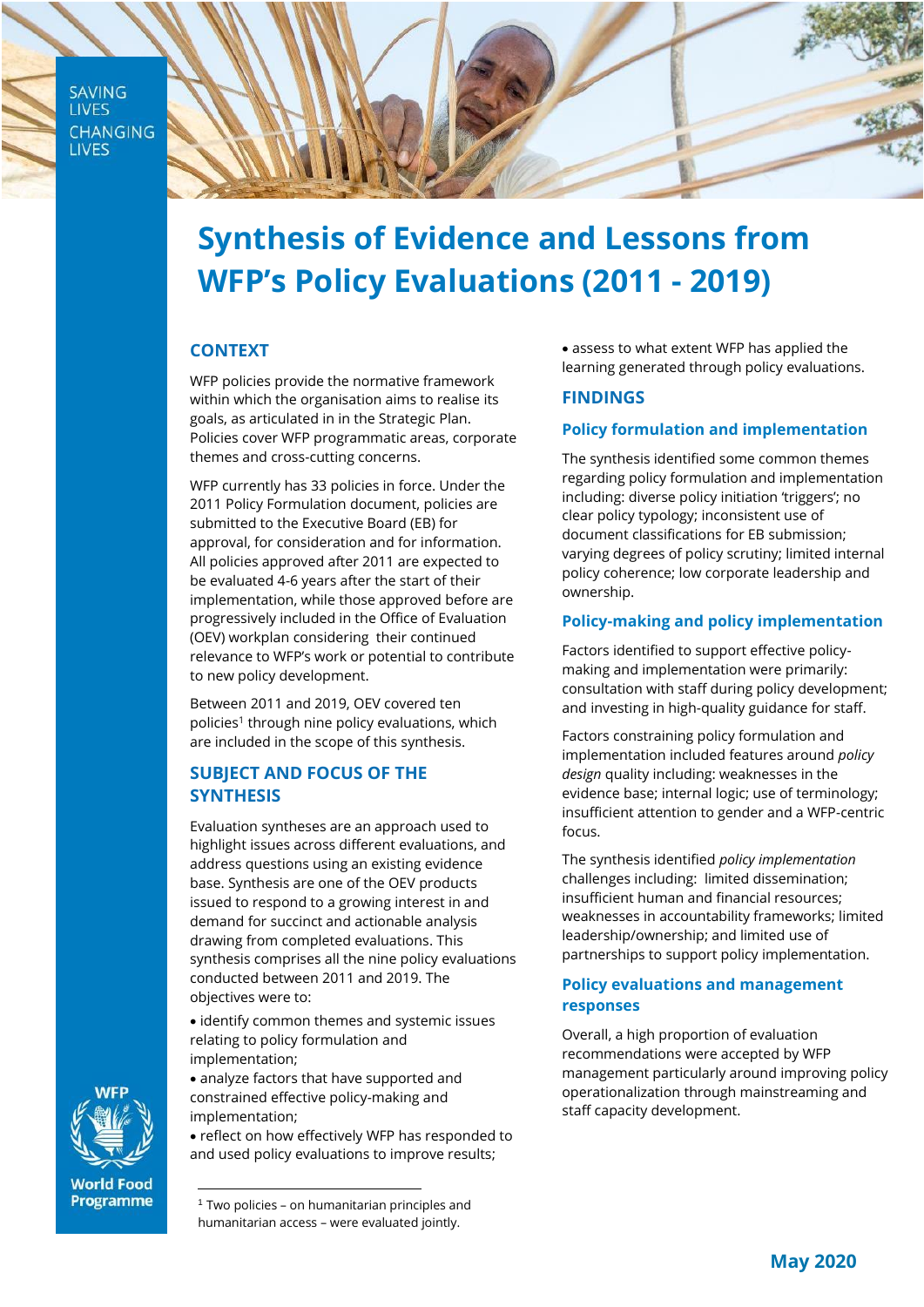# Synthesis of Evidence and Lessons from WFP's Policy Evaluations (2011 - 2019)

## CONTEXT

WFP policies provide the normative framework within which the organisation aims to realise its goals, as articulated in the Strategic Plan. Policies cover WFP programmatic areas, corporate themes and cross-cutting concerns.

WFP currently has 33 policies in force. Under the 2011 Policy Formulation document, policies are submitted to the Executive Board (EB) for approval, for consideration and for information. All policies approved after 2011 are expected to be evaluated 4-6 years after the start of their implementation, while those approved before are progressively included in the Office of Evaluation (OEV) workplan considering their continued relevance to WFP's work or potential to contribute to new policy development.

Between 2011 and 2019, OEV covered ten policies[1] through nine policy evaluations, which are included in the scope of this synthesis.

## SUBJECT AND FOCUS OF THE SYNTHESIS

Evaluation syntheses are an approach used to highlight issues across different evaluations, and address questions using an existing evidence base. Synthesis are one of the OEV products issued to respond to a growing interest in and demand for succinct and actionable analysis drawing from completed evaluations. This synthesis comprises all the nine policy evaluations conducted between 2011 and 2019. The objectives were to:

- identify common themes and systemic issues relating to policy formulation and implementation;
- analyze factors that have supported and constrained effective policy-making and implementation;
- reflect on how effectively WFP has responded to and used policy evaluations to improve results;
- assess to what extent WFP has applied the learning generated through policy evaluations.

## FINDINGS

### Policy formulation and implementation

The synthesis identified some common themes regarding policy formulation and implementation including: diverse policy initiation 'triggers'; no clear policy typology; inconsistent use of document classifications for EB submission; varying degrees of policy scrutiny; limited internal policy coherence; low corporate leadership and ownership.

### Policy-making and policy implementation

Factors identified to support effective policy-making and implementation were primarily: consultation with staff during policy development; and investing in high-quality guidance for staff.

Factors constraining policy formulation and implementation included features around *policy design* quality including: weaknesses in the evidence base; internal logic; use of terminology; insufficient attention to gender and a WFP-centric focus.

The synthesis identified *policy implementation* challenges including: limited dissemination; insufficient human and financial resources; weaknesses in accountability frameworks; limited leadership/ownership; and limited use of partnerships to support policy implementation.

### Policy evaluations and management responses

Overall, a high proportion of evaluation recommendations were accepted by WFP management particularly around improving policy operationalization through mainstreaming and staff capacity development.

[1] Two policies – on humanitarian principles and humanitarian access – were evaluated jointly.

May 2020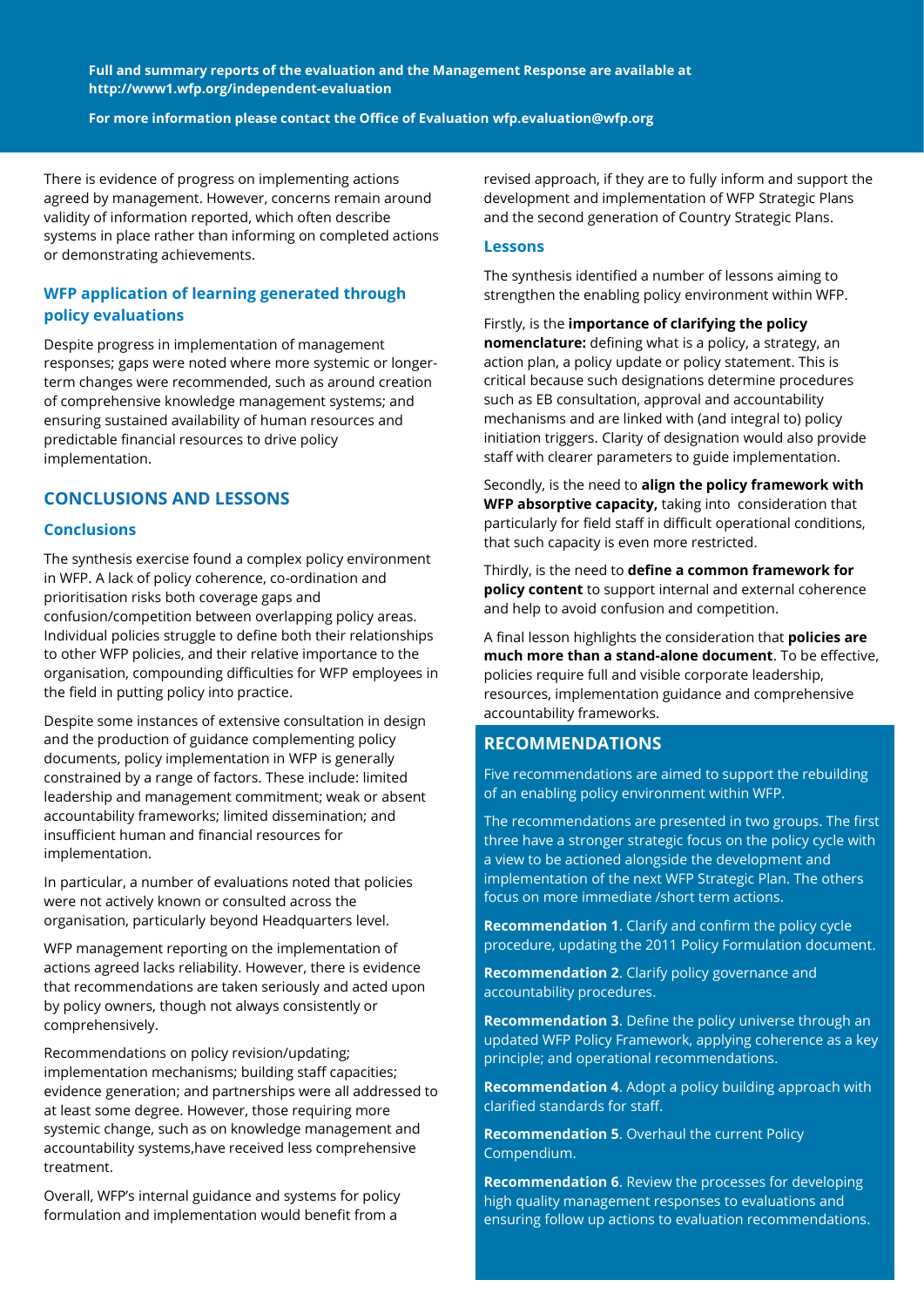**Full and summary reports of the evaluation and the Management Response are available at http://www1.wfp.org/independent-evaluation**

**For more information please contact the Office of Evaluation wfp.evaluation@wfp.org**

There is evidence of progress on implementing actions agreed by management. However, concerns remain around validity of information reported, which often describe systems in place rather than informing on completed actions or demonstrating achievements.

### WFP application of learning generated through policy evaluations

Despite progress in implementation of management responses; gaps were noted where more systemic or longer-term changes were recommended, such as around creation of comprehensive knowledge management systems; and ensuring sustained availability of human resources and predictable financial resources to drive policy implementation.

## CONCLUSIONS AND LESSONS

### Conclusions

The synthesis exercise found a complex policy environment in WFP. A lack of policy coherence, co-ordination and prioritisation risks both coverage gaps and confusion/competition between overlapping policy areas. Individual policies struggle to define both their relationships to other WFP policies, and their relative importance to the organisation, compounding difficulties for WFP employees in the field in putting policy into practice.

Despite some instances of extensive consultation in design and the production of guidance complementing policy documents, policy implementation in WFP is generally constrained by a range of factors. These include: limited leadership and management commitment; weak or absent accountability frameworks; limited dissemination; and insufficient human and financial resources for implementation.

In particular, a number of evaluations noted that policies were not actively known or consulted across the organisation, particularly beyond Headquarters level.

WFP management reporting on the implementation of actions agreed lacks reliability. However, there is evidence that recommendations are taken seriously and acted upon by policy owners, though not always consistently or comprehensively.

Recommendations on policy revision/updating; implementation mechanisms; building staff capacities; evidence generation; and partnerships were all addressed to at least some degree. However, those requiring more systemic change, such as on knowledge management and accountability systems,have received less comprehensive treatment.

Overall, WFP's internal guidance and systems for policy formulation and implementation would benefit from a revised approach, if they are to fully inform and support the development and implementation of WFP Strategic Plans and the second generation of Country Strategic Plans.

### Lessons

The synthesis identified a number of lessons aiming to strengthen the enabling policy environment within WFP.

Firstly, is the **importance of clarifying the policy nomenclature:** defining what is a policy, a strategy, an action plan, a policy update or policy statement. This is critical because such designations determine procedures such as EB consultation, approval and accountability mechanisms and are linked with (and integral to) policy initiation triggers. Clarity of designation would also provide staff with clearer parameters to guide implementation.

Secondly, is the need to **align the policy framework with WFP absorptive capacity,** taking into consideration that particularly for field staff in difficult operational conditions, that such capacity is even more restricted.

Thirdly, is the need to **define a common framework for policy content** to support internal and external coherence and help to avoid confusion and competition.

A final lesson highlights the consideration that **policies are much more than a stand-alone document**. To be effective, policies require full and visible corporate leadership, resources, implementation guidance and comprehensive accountability frameworks.

## RECOMMENDATIONS

Five recommendations are aimed to support the rebuilding of an enabling policy environment within WFP.

The recommendations are presented in two groups. The first three have a stronger strategic focus on the policy cycle with a view to be actioned alongside the development and implementation of the next WFP Strategic Plan. The others focus on more immediate /short term actions.

**Recommendation 1**. Clarify and confirm the policy cycle procedure, updating the 2011 Policy Formulation document.

**Recommendation 2**. Clarify policy governance and accountability procedures.

**Recommendation 3**. Define the policy universe through an updated WFP Policy Framework, applying coherence as a key principle; and operational recommendations.

**Recommendation 4**. Adopt a policy building approach with clarified standards for staff.

**Recommendation 5**. Overhaul the current Policy Compendium.

**Recommendation 6**. Review the processes for developing high quality management responses to evaluations and ensuring follow up actions to evaluation recommendations.